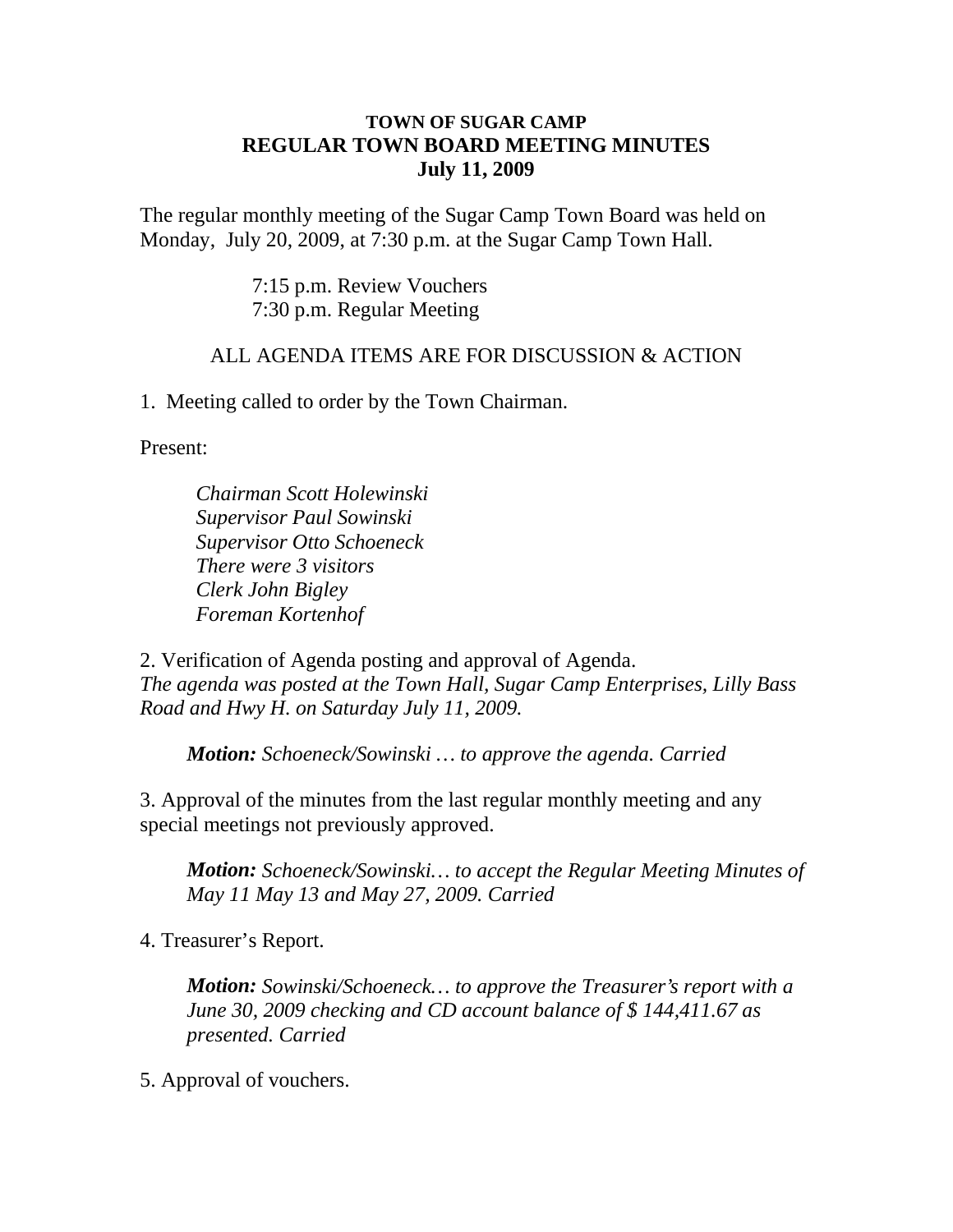# TOWN OF SUGAR CAMP
## REGULAR TOWN BOARD MEETING MINUTES
## July 11, 2009

The regular monthly meeting of the Sugar Camp Town Board was held on Monday, July 20, 2009, at 7:30 p.m. at the Sugar Camp Town Hall.

7:15 p.m. Review Vouchers
7:30 p.m. Regular Meeting

ALL AGENDA ITEMS ARE FOR DISCUSSION & ACTION

1. Meeting called to order by the Town Chairman.

Present:

*Chairman Scott Holewinski*
*Supervisor Paul Sowinski*
*Supervisor Otto Schoeneck*
*There were 3 visitors*
*Clerk John Bigley*
*Foreman Kortenhof*

2. Verification of Agenda posting and approval of Agenda.
*The agenda was posted at the Town Hall, Sugar Camp Enterprises, Lilly Bass Road and Hwy H. on Saturday July 11, 2009.*

> ***Motion:*** *Schoeneck/Sowinski … to approve the agenda. Carried*

3. Approval of the minutes from the last regular monthly meeting and any special meetings not previously approved.

> ***Motion:*** *Schoeneck/Sowinski… to accept the Regular Meeting Minutes of May 11 May 13 and May 27, 2009. Carried*

4. Treasurer's Report.

> ***Motion:*** *Sowinski/Schoeneck… to approve the Treasurer's report with a June 30, 2009 checking and CD account balance of $ 144,411.67 as presented. Carried*

5. Approval of vouchers.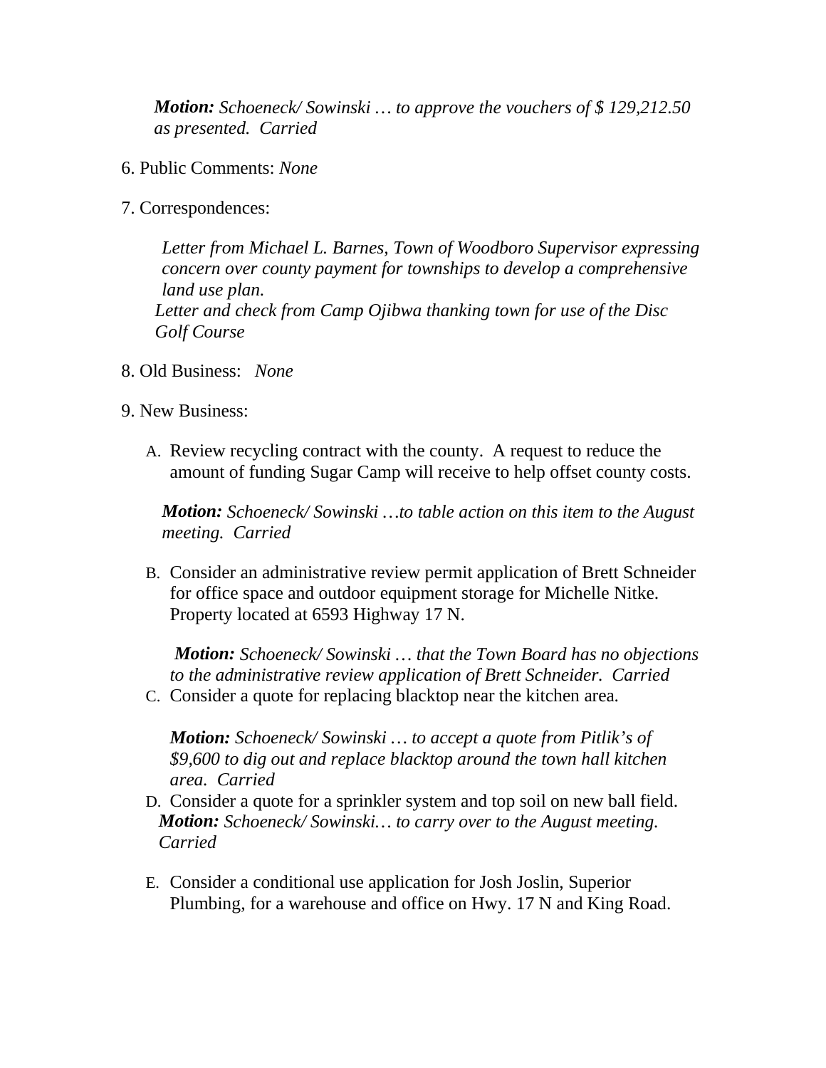***Motion:*** *Schoeneck/ Sowinski … to approve the vouchers of $ 129,212.50 as presented. Carried*

6. Public Comments: *None*

7. Correspondences:

   *Letter from Michael L. Barnes, Town of Woodboro Supervisor expressing concern over county payment for townships to develop a comprehensive land use plan.*
   *Letter and check from Camp Ojibwa thanking town for use of the Disc Golf Course*

8. Old Business: *None*

9. New Business:

   A. Review recycling contract with the county. A request to reduce the amount of funding Sugar Camp will receive to help offset county costs.

   ***Motion:*** *Schoeneck/ Sowinski …to table action on this item to the August meeting. Carried*

   B. Consider an administrative review permit application of Brett Schneider for office space and outdoor equipment storage for Michelle Nitke. Property located at 6593 Highway 17 N.

   ***Motion:*** *Schoeneck/ Sowinski … that the Town Board has no objections to the administrative review application of Brett Schneider. Carried*

   C. Consider a quote for replacing blacktop near the kitchen area.

   ***Motion:*** *Schoeneck/ Sowinski … to accept a quote from Pitlik's of $9,600 to dig out and replace blacktop around the town hall kitchen area. Carried*

   D. Consider a quote for a sprinkler system and top soil on new ball field.
   ***Motion:*** *Schoeneck/ Sowinski… to carry over to the August meeting. Carried*

   E. Consider a conditional use application for Josh Joslin, Superior Plumbing, for a warehouse and office on Hwy. 17 N and King Road.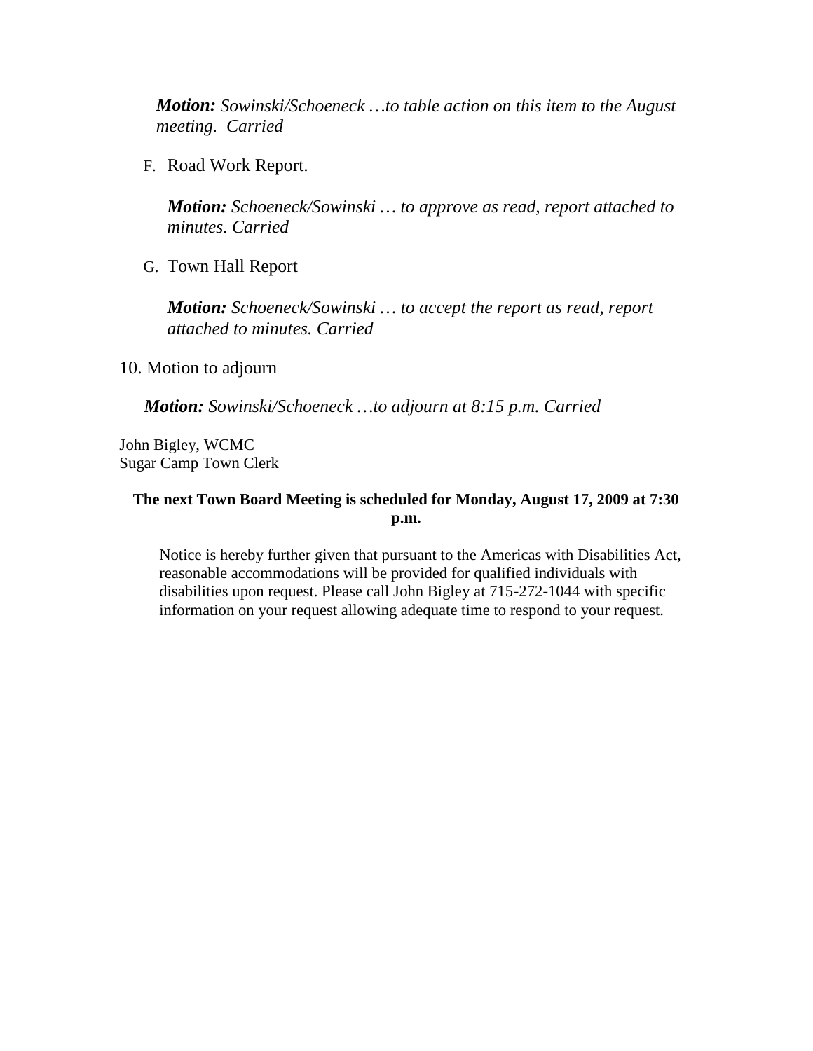***Motion:*** *Sowinski/Schoeneck …to table action on this item to the August meeting. Carried*

F. Road Work Report.

***Motion:*** *Schoeneck/Sowinski … to approve as read, report attached to minutes. Carried*

G. Town Hall Report

***Motion:*** *Schoeneck/Sowinski … to accept the report as read, report attached to minutes. Carried*

10. Motion to adjourn

***Motion:*** *Sowinski/Schoeneck …to adjourn at 8:15 p.m. Carried*

John Bigley, WCMC
Sugar Camp Town Clerk

**The next Town Board Meeting is scheduled for Monday, August 17, 2009 at 7:30 p.m.**

Notice is hereby further given that pursuant to the Americas with Disabilities Act, reasonable accommodations will be provided for qualified individuals with disabilities upon request. Please call John Bigley at 715-272-1044 with specific information on your request allowing adequate time to respond to your request.